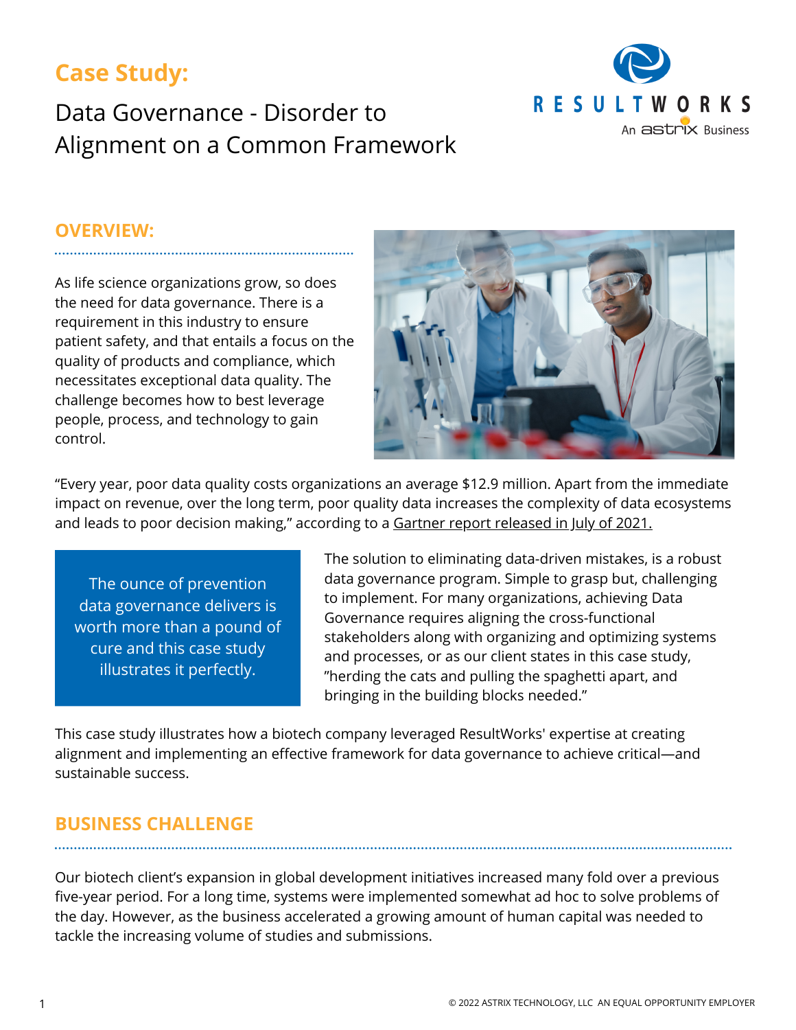# Case Study:

## Data Governance - Disorder to Alignment on a Common Framework

RESULTWORKS
An astrix Business

## OVERVIEW:

As life science organizations grow, so does the need for data governance. There is a requirement in this industry to ensure patient safety, and that entails a focus on the quality of products and compliance, which necessitates exceptional data quality. The challenge becomes how to best leverage people, process, and technology to gain control.

"Every year, poor data quality costs organizations an average $12.9 million. Apart from the immediate impact on revenue, over the long term, poor quality data increases the complexity of data ecosystems and leads to poor decision making," according to a Gartner report released in July of 2021.

> The ounce of prevention data governance delivers is worth more than a pound of cure and this case study illustrates it perfectly.

The solution to eliminating data-driven mistakes, is a robust data governance program. Simple to grasp but, challenging to implement. For many organizations, achieving Data Governance requires aligning the cross-functional stakeholders along with organizing and optimizing systems and processes, or as our client states in this case study, "herding the cats and pulling the spaghetti apart, and bringing in the building blocks needed."

This case study illustrates how a biotech company leveraged ResultWorks' expertise at creating alignment and implementing an effective framework for data governance to achieve critical—and sustainable success.

## BUSINESS CHALLENGE

Our biotech client's expansion in global development initiatives increased many fold over a previous five-year period. For a long time, systems were implemented somewhat ad hoc to solve problems of the day. However, as the business accelerated a growing amount of human capital was needed to tackle the increasing volume of studies and submissions.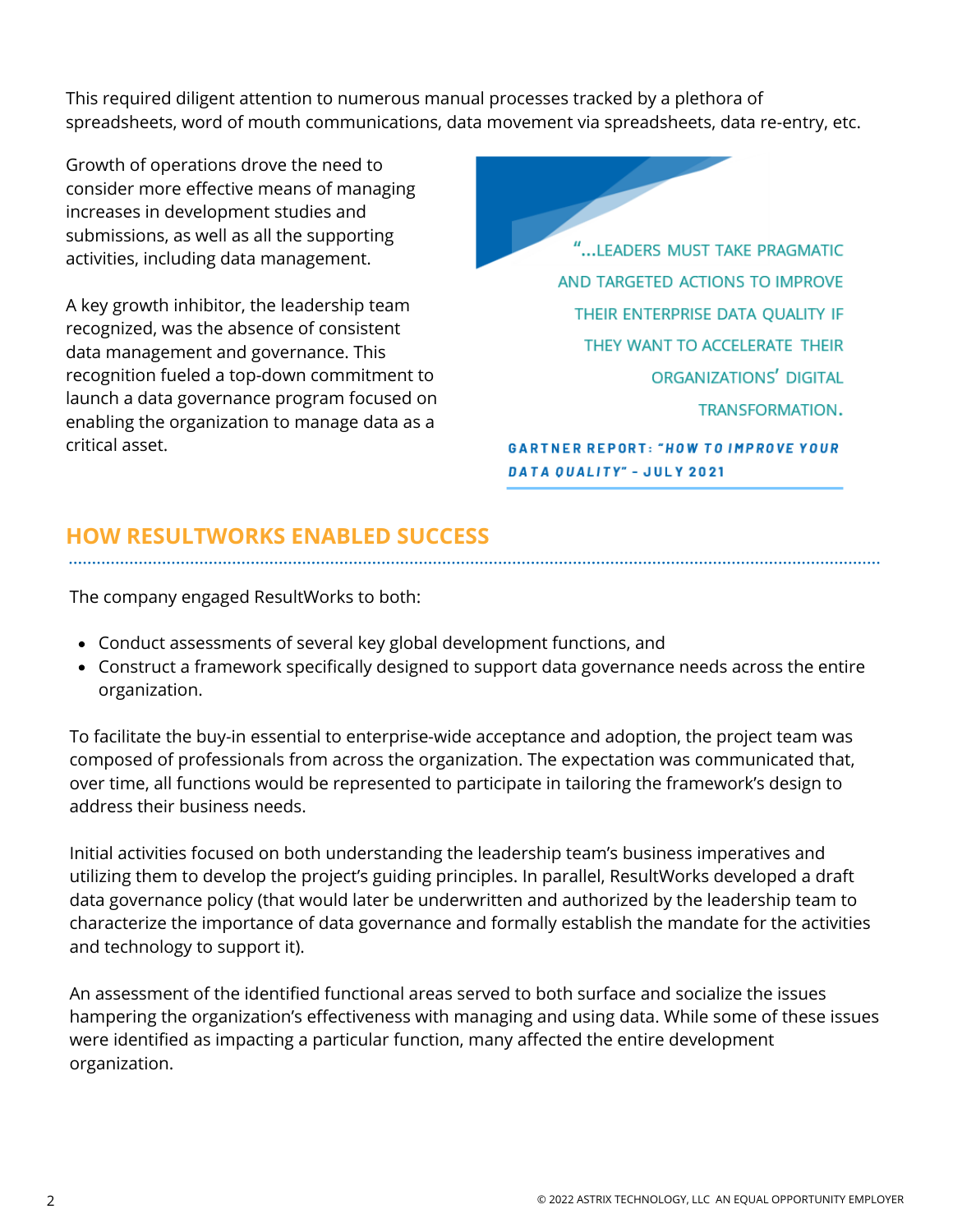This required diligent attention to numerous manual processes tracked by a plethora of spreadsheets, word of mouth communications, data movement via spreadsheets, data re-entry, etc.

Growth of operations drove the need to consider more effective means of managing increases in development studies and submissions, as well as all the supporting activities, including data management.

A key growth inhibitor, the leadership team recognized, was the absence of consistent data management and governance. This recognition fueled a top-down commitment to launch a data governance program focused on enabling the organization to manage data as a critical asset.

> "...LEADERS MUST TAKE PRAGMATIC AND TARGETED ACTIONS TO IMPROVE THEIR ENTERPRISE DATA QUALITY IF THEY WANT TO ACCELERATE THEIR ORGANIZATIONS' DIGITAL TRANSFORMATION.
>
> **GARTNER REPORT: *"HOW TO IMPROVE YOUR DATA QUALITY"* - JULY 2021**

## HOW RESULTWORKS ENABLED SUCCESS

The company engaged ResultWorks to both:

- Conduct assessments of several key global development functions, and
- Construct a framework specifically designed to support data governance needs across the entire organization.

To facilitate the buy-in essential to enterprise-wide acceptance and adoption, the project team was composed of professionals from across the organization. The expectation was communicated that, over time, all functions would be represented to participate in tailoring the framework's design to address their business needs.

Initial activities focused on both understanding the leadership team's business imperatives and utilizing them to develop the project's guiding principles. In parallel, ResultWorks developed a draft data governance policy (that would later be underwritten and authorized by the leadership team to characterize the importance of data governance and formally establish the mandate for the activities and technology to support it).

An assessment of the identified functional areas served to both surface and socialize the issues hampering the organization's effectiveness with managing and using data. While some of these issues were identified as impacting a particular function, many affected the entire development organization.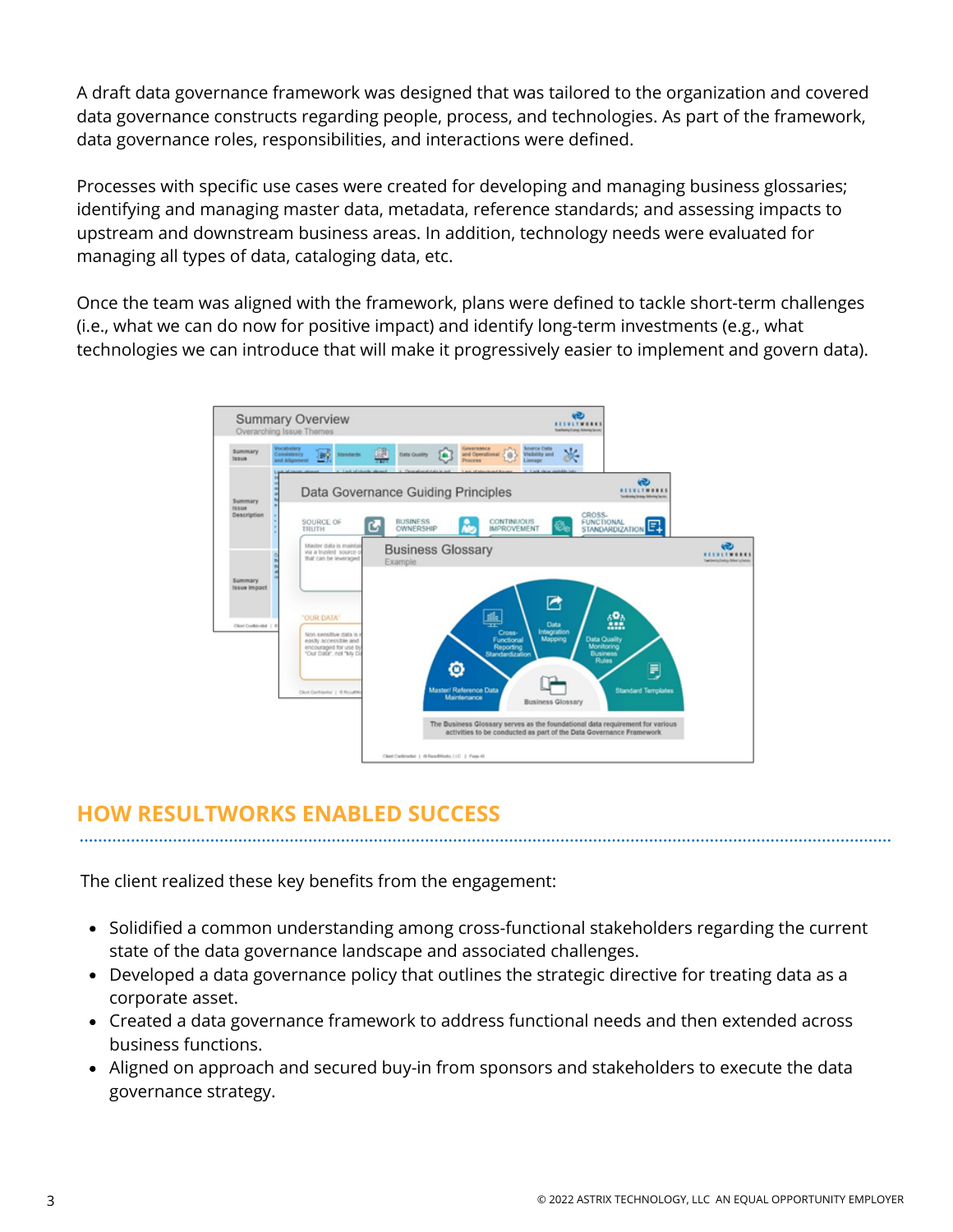A draft data governance framework was designed that was tailored to the organization and covered data governance constructs regarding people, process, and technologies. As part of the framework, data governance roles, responsibilities, and interactions were defined.

Processes with specific use cases were created for developing and managing business glossaries; identifying and managing master data, metadata, reference standards; and assessing impacts to upstream and downstream business areas. In addition, technology needs were evaluated for managing all types of data, cataloging data, etc.

Once the team was aligned with the framework, plans were defined to tackle short-term challenges (i.e., what we can do now for positive impact) and identify long-term investments (e.g., what technologies we can introduce that will make it progressively easier to implement and govern data).

## HOW RESULTWORKS ENABLED SUCCESS

The client realized these key benefits from the engagement:

- Solidified a common understanding among cross-functional stakeholders regarding the current state of the data governance landscape and associated challenges.
- Developed a data governance policy that outlines the strategic directive for treating data as a corporate asset.
- Created a data governance framework to address functional needs and then extended across business functions.
- Aligned on approach and secured buy-in from sponsors and stakeholders to execute the data governance strategy.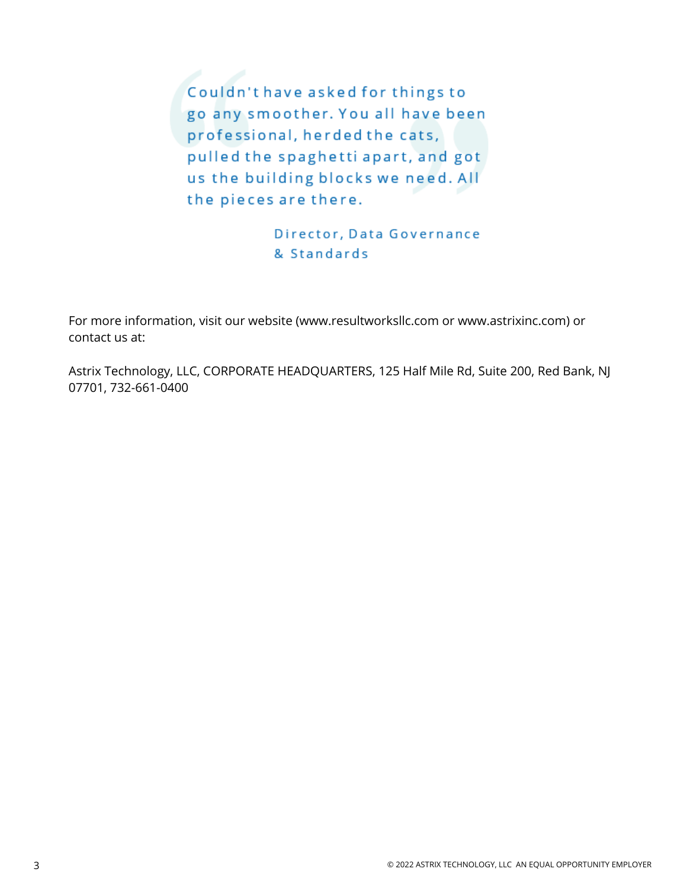> Couldn't have asked for things to go any smoother. You all have been professional, herded the cats, pulled the spaghetti apart, and got us the building blocks we need. All the pieces are there.
>
> Director, Data Governance & Standards

For more information, visit our website (www.resultworksllc.com or www.astrixinc.com) or contact us at:

Astrix Technology, LLC, CORPORATE HEADQUARTERS, 125 Half Mile Rd, Suite 200, Red Bank, NJ 07701, 732-661-0400